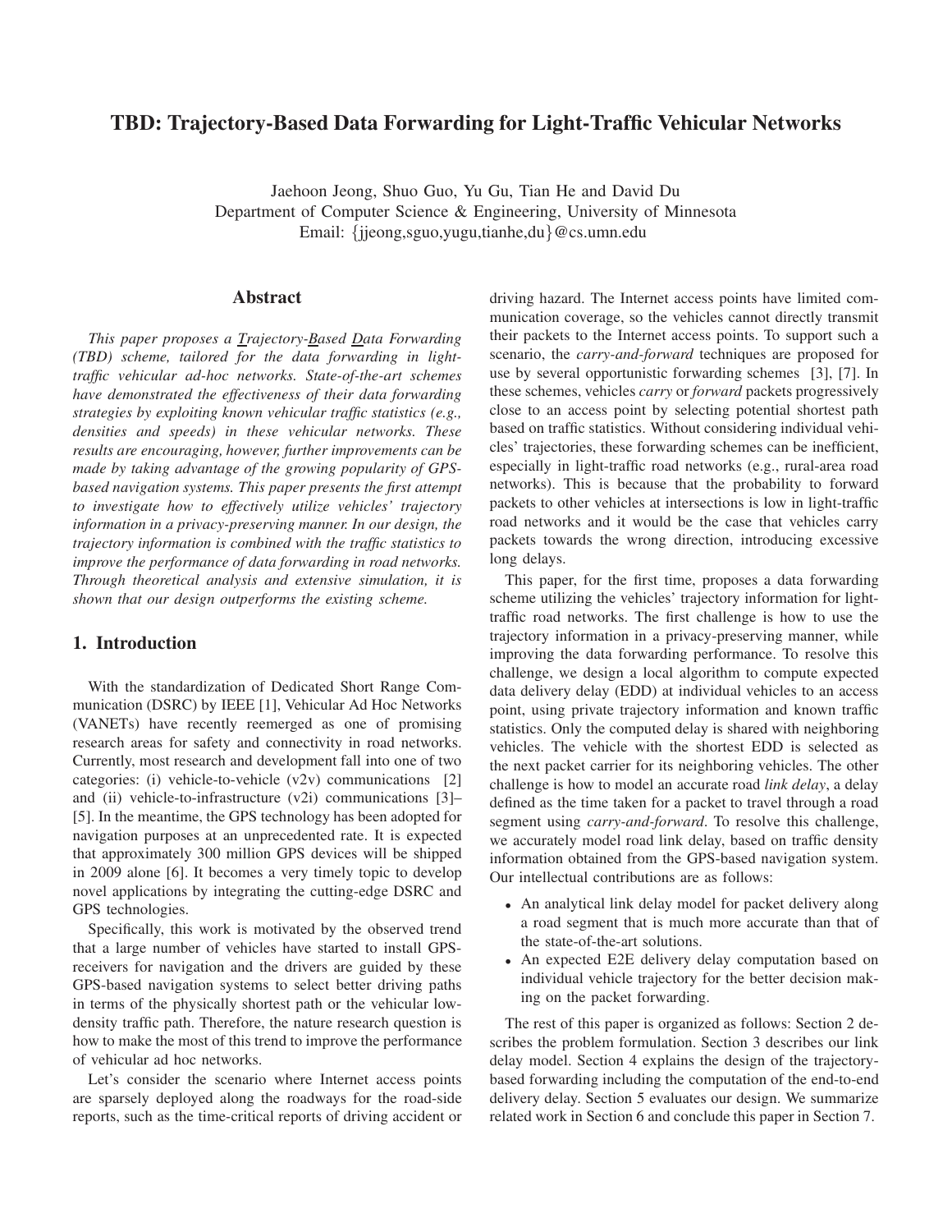# TBD: Trajectory-Based Data Forwarding for Light-Traffic Vehicular Networks

Jaehoon Jeong, Shuo Guo, Yu Gu, Tian He and David Du
Department of Computer Science & Engineering, University of Minnesota
Email: {jjeong,sguo,yugu,tianhe,du}@cs.umn.edu

## Abstract

*This paper proposes a Trajectory-Based Data Forwarding (TBD) scheme, tailored for the data forwarding in light-traffic vehicular ad-hoc networks. State-of-the-art schemes have demonstrated the effectiveness of their data forwarding strategies by exploiting known vehicular traffic statistics (e.g., densities and speeds) in these vehicular networks. These results are encouraging, however, further improvements can be made by taking advantage of the growing popularity of GPS-based navigation systems. This paper presents the first attempt to investigate how to effectively utilize vehicles' trajectory information in a privacy-preserving manner. In our design, the trajectory information is combined with the traffic statistics to improve the performance of data forwarding in road networks. Through theoretical analysis and extensive simulation, it is shown that our design outperforms the existing scheme.*

## 1. Introduction

With the standardization of Dedicated Short Range Communication (DSRC) by IEEE [1], Vehicular Ad Hoc Networks (VANETs) have recently reemerged as one of promising research areas for safety and connectivity in road networks. Currently, most research and development fall into one of two categories: (i) vehicle-to-vehicle (v2v) communications [2] and (ii) vehicle-to-infrastructure (v2i) communications [3]–[5]. In the meantime, the GPS technology has been adopted for navigation purposes at an unprecedented rate. It is expected that approximately 300 million GPS devices will be shipped in 2009 alone [6]. It becomes a very timely topic to develop novel applications by integrating the cutting-edge DSRC and GPS technologies.

Specifically, this work is motivated by the observed trend that a large number of vehicles have started to install GPS-receivers for navigation and the drivers are guided by these GPS-based navigation systems to select better driving paths in terms of the physically shortest path or the vehicular low-density traffic path. Therefore, the nature research question is how to make the most of this trend to improve the performance of vehicular ad hoc networks.

Let's consider the scenario where Internet access points are sparsely deployed along the roadways for the road-side reports, such as the time-critical reports of driving accident or driving hazard. The Internet access points have limited communication coverage, so the vehicles cannot directly transmit their packets to the Internet access points. To support such a scenario, the *carry-and-forward* techniques are proposed for use by several opportunistic forwarding schemes [3], [7]. In these schemes, vehicles *carry* or *forward* packets progressively close to an access point by selecting potential shortest path based on traffic statistics. Without considering individual vehicles' trajectories, these forwarding schemes can be inefficient, especially in light-traffic road networks (e.g., rural-area road networks). This is because that the probability to forward packets to other vehicles at intersections is low in light-traffic road networks and it would be the case that vehicles carry packets towards the wrong direction, introducing excessive long delays.

This paper, for the first time, proposes a data forwarding scheme utilizing the vehicles' trajectory information for light-traffic road networks. The first challenge is how to use the trajectory information in a privacy-preserving manner, while improving the data forwarding performance. To resolve this challenge, we design a local algorithm to compute expected data delivery delay (EDD) at individual vehicles to an access point, using private trajectory information and known traffic statistics. Only the computed delay is shared with neighboring vehicles. The vehicle with the shortest EDD is selected as the next packet carrier for its neighboring vehicles. The other challenge is how to model an accurate road *link delay*, a delay defined as the time taken for a packet to travel through a road segment using *carry-and-forward*. To resolve this challenge, we accurately model road link delay, based on traffic density information obtained from the GPS-based navigation system. Our intellectual contributions are as follows:

- An analytical link delay model for packet delivery along a road segment that is much more accurate than that of the state-of-the-art solutions.
- An expected E2E delivery delay computation based on individual vehicle trajectory for the better decision making on the packet forwarding.

The rest of this paper is organized as follows: Section 2 describes the problem formulation. Section 3 describes our link delay model. Section 4 explains the design of the trajectory-based forwarding including the computation of the end-to-end delivery delay. Section 5 evaluates our design. We summarize related work in Section 6 and conclude this paper in Section 7.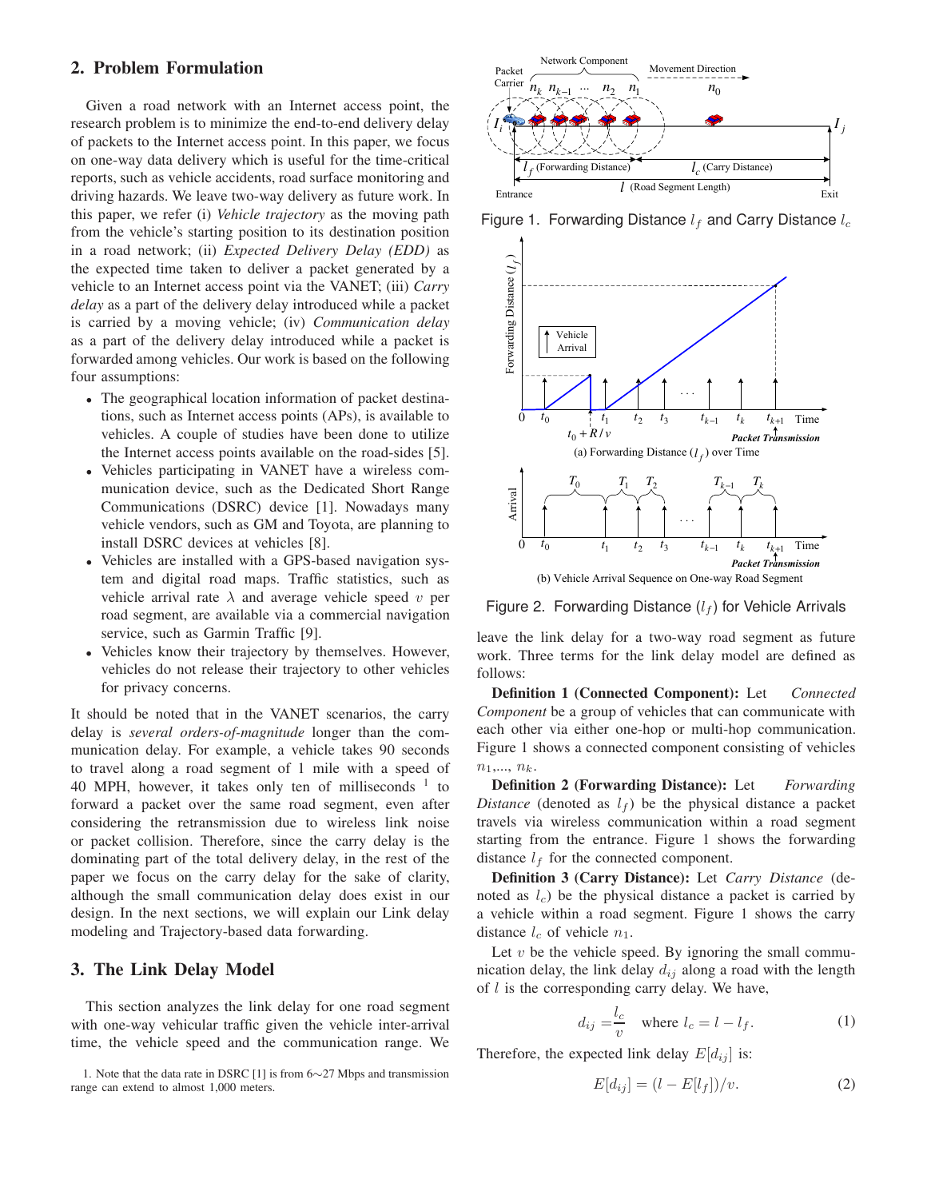## 2. Problem Formulation

Given a road network with an Internet access point, the research problem is to minimize the end-to-end delivery delay of packets to the Internet access point. In this paper, we focus on one-way data delivery which is useful for the time-critical reports, such as vehicle accidents, road surface monitoring and driving hazards. We leave two-way delivery as future work. In this paper, we refer (i) *Vehicle trajectory* as the moving path from the vehicle's starting position to its destination position in a road network; (ii) *Expected Delivery Delay (EDD)* as the expected time taken to deliver a packet generated by a vehicle to an Internet access point via the VANET; (iii) *Carry delay* as a part of the delivery delay introduced while a packet is carried by a moving vehicle; (iv) *Communication delay* as a part of the delivery delay introduced while a packet is forwarded among vehicles. Our work is based on the following four assumptions:

- The geographical location information of packet destinations, such as Internet access points (APs), is available to vehicles. A couple of studies have been done to utilize the Internet access points available on the road-sides [5].
- Vehicles participating in VANET have a wireless communication device, such as the Dedicated Short Range Communications (DSRC) device [1]. Nowadays many vehicle vendors, such as GM and Toyota, are planning to install DSRC devices at vehicles [8].
- Vehicles are installed with a GPS-based navigation system and digital road maps. Traffic statistics, such as vehicle arrival rate $\lambda$ and average vehicle speed $v$ per road segment, are available via a commercial navigation service, such as Garmin Traffic [9].
- Vehicles know their trajectory by themselves. However, vehicles do not release their trajectory to other vehicles for privacy concerns.

It should be noted that in the VANET scenarios, the carry delay is *several orders-of-magnitude* longer than the communication delay. For example, a vehicle takes 90 seconds to travel along a road segment of 1 mile with a speed of 40 MPH, however, it takes only ten of milliseconds [1] to forward a packet over the same road segment, even after considering the retransmission due to wireless link noise or packet collision. Therefore, since the carry delay is the dominating part of the total delivery delay, in the rest of the paper we focus on the carry delay for the sake of clarity, although the small communication delay does exist in our design. In the next sections, we will explain our Link delay modeling and Trajectory-based data forwarding.

## 3. The Link Delay Model

This section analyzes the link delay for one road segment with one-way vehicular traffic given the vehicle inter-arrival time, the vehicle speed and the communication range. We leave the link delay for a two-way road segment as future work. Three terms for the link delay model are defined as follows:

Figure 1. Forwarding Distance $l_f$ and Carry Distance $l_c$

(a) Forwarding Distance ($l_f$) over Time

(b) Vehicle Arrival Sequence on One-way Road Segment

Figure 2. Forwarding Distance ($l_f$) for Vehicle Arrivals

**Definition 1 (Connected Component):** Let *Connected Component* be a group of vehicles that can communicate with each other via either one-hop or multi-hop communication. Figure 1 shows a connected component consisting of vehicles $n_1$,..., $n_k$.

**Definition 2 (Forwarding Distance):** Let *Forwarding Distance* (denoted as $l_f$) be the physical distance a packet travels via wireless communication within a road segment starting from the entrance. Figure 1 shows the forwarding distance $l_f$ for the connected component.

**Definition 3 (Carry Distance):** Let *Carry Distance* (denoted as $l_c$) be the physical distance a packet is carried by a vehicle within a road segment. Figure 1 shows the carry distance $l_c$ of vehicle $n_1$.

Let $v$ be the vehicle speed. By ignoring the small communication delay, the link delay $d_{ij}$ along a road with the length of $l$ is the corresponding carry delay. We have,

$$d_{ij} = \frac{l_c}{v} \quad \text{where } l_c = l - l_f. \tag{1}$$

Therefore, the expected link delay $E[d_{ij}]$ is:

$$E[d_{ij}] = (l - E[l_f])/v. \tag{2}$$

1. Note that the data rate in DSRC [1] is from 6∼27 Mbps and transmission range can extend to almost 1,000 meters.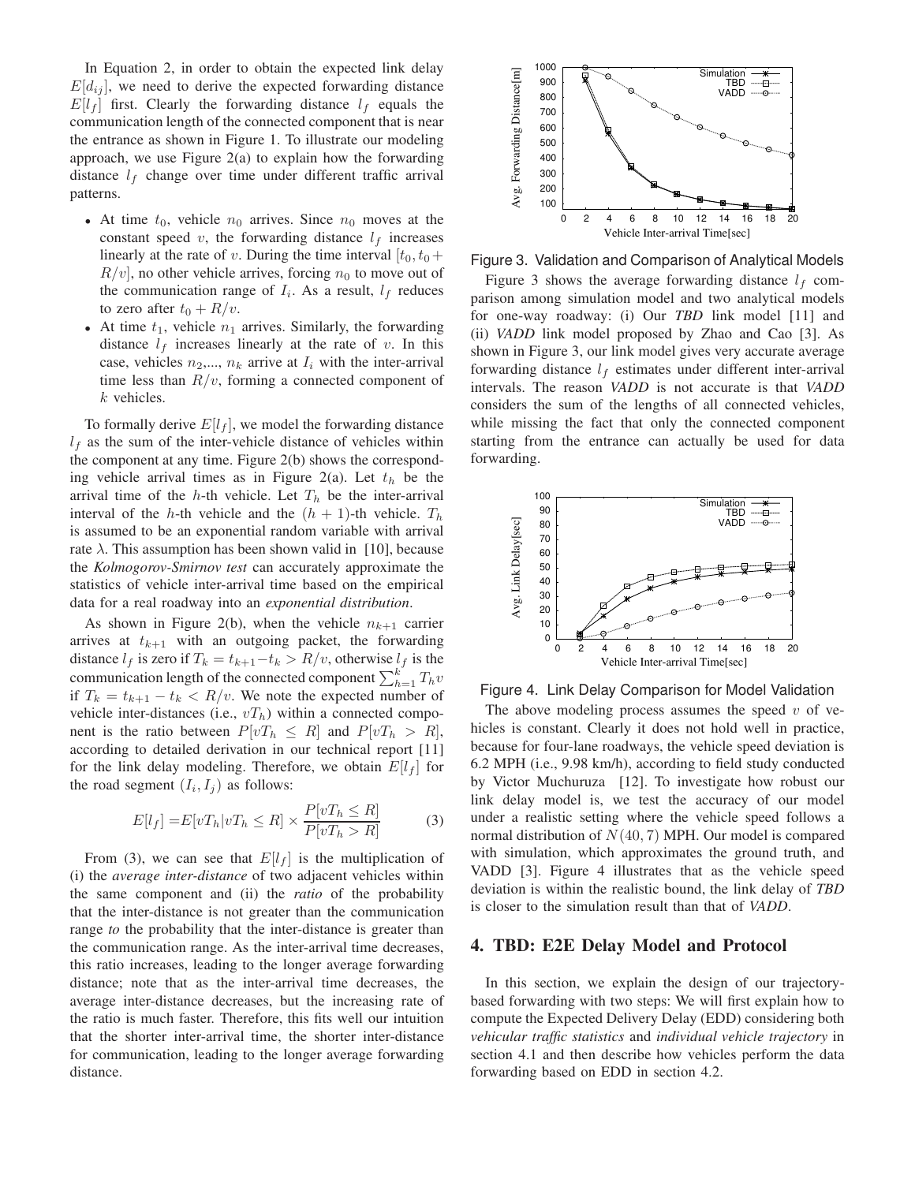In Equation 2, in order to obtain the expected link delay $E[d_{ij}]$, we need to derive the expected forwarding distance $E[l_f]$ first. Clearly the forwarding distance $l_f$ equals the communication length of the connected component that is near the entrance as shown in Figure 1. To illustrate our modeling approach, we use Figure 2(a) to explain how the forwarding distance $l_f$ change over time under different traffic arrival patterns.

- At time $t_0$, vehicle $n_0$ arrives. Since $n_0$ moves at the constant speed $v$, the forwarding distance $l_f$ increases linearly at the rate of $v$. During the time interval $[t_0, t_0 + R/v]$, no other vehicle arrives, forcing $n_0$ to move out of the communication range of $I_i$. As a result, $l_f$ reduces to zero after $t_0 + R/v$.
- At time $t_1$, vehicle $n_1$ arrives. Similarly, the forwarding distance $l_f$ increases linearly at the rate of $v$. In this case, vehicles $n_2$,..., $n_k$ arrive at $I_i$ with the inter-arrival time less than $R/v$, forming a connected component of $k$ vehicles.

To formally derive $E[l_f]$, we model the forwarding distance $l_f$ as the sum of the inter-vehicle distance of vehicles within the component at any time. Figure 2(b) shows the corresponding vehicle arrival times as in Figure 2(a). Let $t_h$ be the arrival time of the $h$-th vehicle. Let $T_h$ be the inter-arrival interval of the $h$-th vehicle and the $(h+1)$-th vehicle. $T_h$ is assumed to be an exponential random variable with arrival rate $\lambda$. This assumption has been shown valid in [10], because the ***Kolmogorov-Smirnov test*** can accurately approximate the statistics of vehicle inter-arrival time based on the empirical data for a real roadway into an *exponential distribution*.

As shown in Figure 2(b), when the vehicle $n_{k+1}$ carrier arrives at $t_{k+1}$ with an outgoing packet, the forwarding distance $l_f$ is zero if $T_k = t_{k+1} - t_k > R/v$, otherwise $l_f$ is the communication length of the connected component $\sum_{h=1}^{k} T_h v$ if $T_k = t_{k+1} - t_k < R/v$. We note the expected number of vehicle inter-distances (i.e., $vT_h$) within a connected component is the ratio between $P[vT_h \le R]$ and $P[vT_h > R]$, according to detailed derivation in our technical report [11] for the link delay modeling. Therefore, we obtain $E[l_f]$ for the road segment $(I_i, I_j)$ as follows:

$$E[l_f] = E[vT_h | vT_h \le R] \times \frac{P[vT_h \le R]}{P[vT_h > R]} \qquad (3)$$

From (3), we can see that $E[l_f]$ is the multiplication of (i) the *average inter-distance* of two adjacent vehicles within the same component and (ii) the *ratio* of the probability that the inter-distance is not greater than the communication range *to* the probability that the inter-distance is greater than the communication range. As the inter-arrival time decreases, this ratio increases, leading to the longer average forwarding distance; note that as the inter-arrival time decreases, the average inter-distance decreases, but the increasing rate of the ratio is much faster. Therefore, this fits well our intuition that the shorter inter-arrival time, the shorter inter-distance for communication, leading to the longer average forwarding distance.

Figure 3. Validation and Comparison of Analytical Models

Figure 3 shows the average forwarding distance $l_f$ comparison among simulation model and two analytical models for one-way roadway: (i) Our ***TBD*** link model [11] and (ii) ***VADD*** link model proposed by Zhao and Cao [3]. As shown in Figure 3, our link model gives very accurate average forwarding distance $l_f$ estimates under different inter-arrival intervals. The reason *VADD* is not accurate is that *VADD* considers the sum of the lengths of all connected vehicles, while missing the fact that only the connected component starting from the entrance can actually be used for data forwarding.

Figure 4. Link Delay Comparison for Model Validation

The above modeling process assumes the speed $v$ of vehicles is constant. Clearly it does not hold well in practice, because for four-lane roadways, the vehicle speed deviation is 6.2 MPH (i.e., 9.98 km/h), according to field study conducted by Victor Muchuruza [12]. To investigate how robust our link delay model is, we test the accuracy of our model under a realistic setting where the vehicle speed follows a normal distribution of $N(40, 7)$ MPH. Our model is compared with simulation, which approximates the ground truth, and VADD [3]. Figure 4 illustrates that as the vehicle speed deviation is within the realistic bound, the link delay of ***TBD*** is closer to the simulation result than that of *VADD*.

## 4. TBD: E2E Delay Model and Protocol

In this section, we explain the design of our trajectory-based forwarding with two steps: We will first explain how to compute the Expected Delivery Delay (EDD) considering both *vehicular traffic statistics* and *individual vehicle trajectory* in section 4.1 and then describe how vehicles perform the data forwarding based on EDD in section 4.2.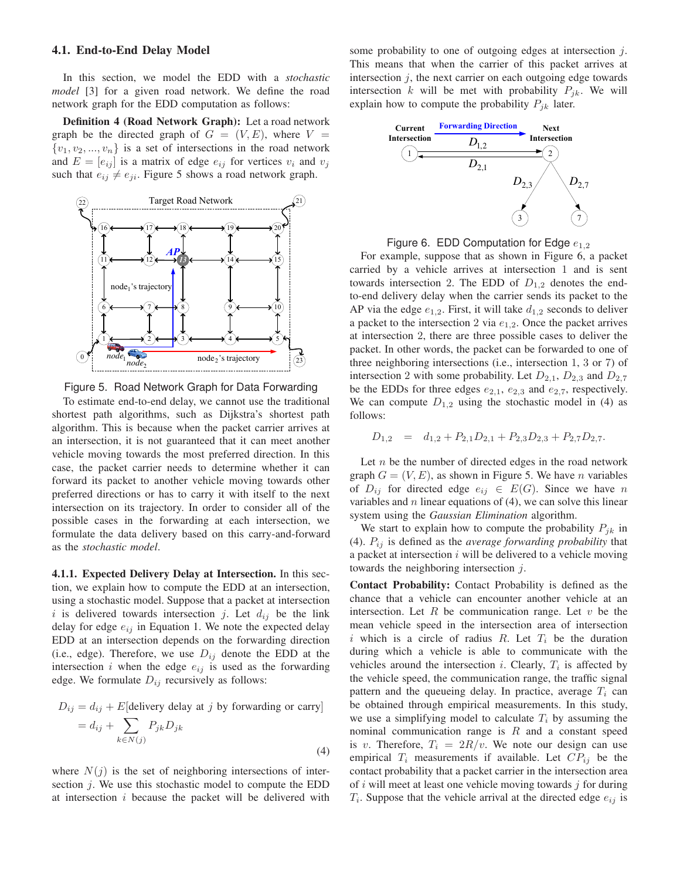### 4.1. End-to-End Delay Model

In this section, we model the EDD with a *stochastic model* [3] for a given road network. We define the road network graph for the EDD computation as follows:

**Definition 4 (Road Network Graph):** Let a road network graph be the directed graph of $G = (V, E)$, where $V = \{v_1, v_2, ..., v_n\}$ is a set of intersections in the road network and $E = [e_{ij}]$ is a matrix of edge $e_{ij}$ for vertices $v_i$ and $v_j$ such that $e_{ij} \neq e_{ji}$. Figure 5 shows a road network graph.

Figure 5. Road Network Graph for Data Forwarding

To estimate end-to-end delay, we cannot use the traditional shortest path algorithms, such as Dijkstra's shortest path algorithm. This is because when the packet carrier arrives at an intersection, it is not guaranteed that it can meet another vehicle moving towards the most preferred direction. In this case, the packet carrier needs to determine whether it can forward its packet to another vehicle moving towards other preferred directions or has to carry it with itself to the next intersection on its trajectory. In order to consider all of the possible cases in the forwarding at each intersection, we formulate the data delivery based on this carry-and-forward as the *stochastic model*.

**4.1.1. Expected Delivery Delay at Intersection.** In this section, we explain how to compute the EDD at an intersection, using a stochastic model. Suppose that a packet at intersection $i$ is delivered towards intersection $j$. Let $d_{ij}$ be the link delay for edge $e_{ij}$ in Equation 1. We note the expected delay EDD at an intersection depends on the forwarding direction (i.e., edge). Therefore, we use $D_{ij}$ denote the EDD at the intersection $i$ when the edge $e_{ij}$ is used as the forwarding edge. We formulate $D_{ij}$ recursively as follows:

$$
\begin{aligned}
D_{ij} &= d_{ij} + E[\text{delivery delay at } j \text{ by forwarding or carry}] \\
&= d_{ij} + \sum_{k \in N(j)} P_{jk} D_{jk}
\end{aligned} \tag{4}
$$

where $N(j)$ is the set of neighboring intersections of intersection $j$. We use this stochastic model to compute the EDD at intersection $i$ because the packet will be delivered with some probability to one of outgoing edges at intersection $j$. This means that when the carrier of this packet arrives at intersection $j$, the next carrier on each outgoing edge towards intersection $k$ will be met with probability $P_{jk}$. We will explain how to compute the probability $P_{jk}$ later.

Figure 6. EDD Computation for Edge $e_{1,2}$

For example, suppose that as shown in Figure 6, a packet carried by a vehicle arrives at intersection 1 and is sent towards intersection 2. The EDD of $D_{1,2}$ denotes the end-to-end delivery delay when the carrier sends its packet to the AP via the edge $e_{1,2}$. First, it will take $d_{1,2}$ seconds to deliver a packet to the intersection 2 via $e_{1,2}$. Once the packet arrives at intersection 2, there are three possible cases to deliver the packet. In other words, the packet can be forwarded to one of three neighboring intersections (i.e., intersection 1, 3 or 7) of intersection 2 with some probability. Let $D_{2,1}$, $D_{2,3}$ and $D_{2,7}$ be the EDDs for three edges $e_{2,1}$, $e_{2,3}$ and $e_{2,7}$, respectively. We can compute $D_{1,2}$ using the stochastic model in (4) as follows:

$$
D_{1,2} = d_{1,2} + P_{2,1}D_{2,1} + P_{2,3}D_{2,3} + P_{2,7}D_{2,7}.
$$

Let $n$ be the number of directed edges in the road network graph $G = (V, E)$, as shown in Figure 5. We have $n$ variables of $D_{ij}$ for directed edge $e_{ij} \in E(G)$. Since we have $n$ variables and $n$ linear equations of (4), we can solve this linear system using the *Gaussian Elimination* algorithm.

We start to explain how to compute the probability $P_{jk}$ in (4). $P_{ij}$ is defined as the *average forwarding probability* that a packet at intersection $i$ will be delivered to a vehicle moving towards the neighboring intersection $j$.

**Contact Probability:** Contact Probability is defined as the chance that a vehicle can encounter another vehicle at an intersection. Let $R$ be communication range. Let $v$ be the mean vehicle speed in the intersection area of intersection $i$ which is a circle of radius $R$. Let $T_i$ be the duration during which a vehicle is able to communicate with the vehicles around the intersection $i$. Clearly, $T_i$ is affected by the vehicle speed, the communication range, the traffic signal pattern and the queueing delay. In practice, average $T_i$ can be obtained through empirical measurements. In this study, we use a simplifying model to calculate $T_i$ by assuming the nominal communication range is $R$ and a constant speed is $v$. Therefore, $T_i = 2R/v$. We note our design can use empirical $T_i$ measurements if available. Let $CP_{ij}$ be the contact probability that a packet carrier in the intersection area of $i$ will meet at least one vehicle moving towards $j$ for during $T_i$. Suppose that the vehicle arrival at the directed edge $e_{ij}$ is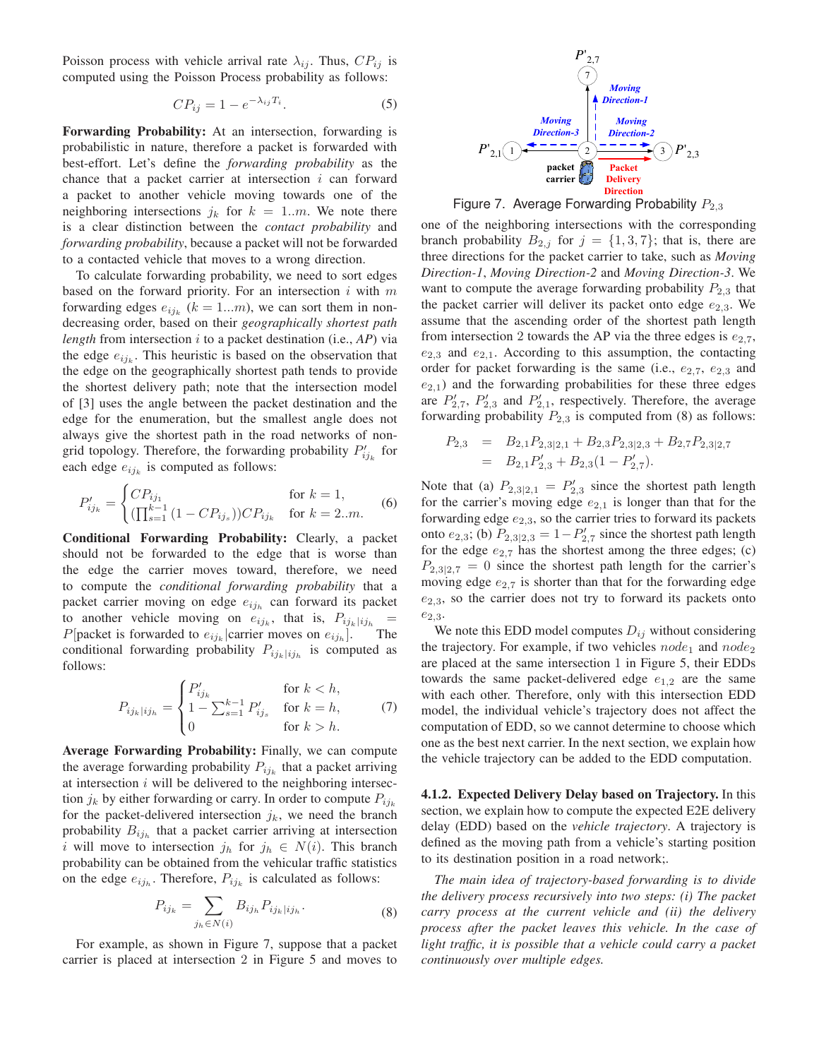Poisson process with vehicle arrival rate $\lambda_{ij}$. Thus, $CP_{ij}$ is computed using the Poisson Process probability as follows:

$$CP_{ij} = 1 - e^{-\lambda_{ij} T_i}. \tag{5}$$

**Forwarding Probability:** At an intersection, forwarding is probabilistic in nature, therefore a packet is forwarded with best-effort. Let's define the *forwarding probability* as the chance that a packet carrier at intersection $i$ can forward a packet to another vehicle moving towards one of the neighboring intersections $j_k$ for $k = 1..m$. We note there is a clear distinction between the *contact probability* and *forwarding probability*, because a packet will not be forwarded to a contacted vehicle that moves to a wrong direction.

To calculate forwarding probability, we need to sort edges based on the forward priority. For an intersection $i$ with $m$ forwarding edges $e_{ij_k}$ ($k = 1...m$), we can sort them in non-decreasing order, based on their *geographically shortest path length* from intersection $i$ to a packet destination (i.e., *AP*) via the edge $e_{ij_k}$. This heuristic is based on the observation that the edge on the geographically shortest path tends to provide the shortest delivery path; note that the intersection model of [3] uses the angle between the packet destination and the edge for the enumeration, but the smallest angle does not always give the shortest path in the road networks of non-grid topology. Therefore, the forwarding probability $P'_{ij_k}$ for each edge $e_{ij_k}$ is computed as follows:

$$P'_{ij_k} = \begin{cases} CP_{ij_1} & \text{for } k = 1, \\ (\prod_{s=1}^{k-1}(1 - CP_{ij_s}))CP_{ij_k} & \text{for } k = 2..m. \end{cases} \tag{6}$$

**Conditional Forwarding Probability:** Clearly, a packet should not be forwarded to the edge that is worse than the edge the carrier moves toward, therefore, we need to compute the *conditional forwarding probability* that a packet carrier moving on edge $e_{ij_h}$ can forward its packet to another vehicle moving on $e_{ij_k}$, that is, $P_{ij_k|ij_h} = P[\text{packet is forwarded to } e_{ij_k} | \text{carrier moves on } e_{ij_h}]$. The conditional forwarding probability $P_{ij_k|ij_h}$ is computed as follows:

$$P_{ij_k|ij_h} = \begin{cases} P'_{ij_k} & \text{for } k < h, \\ 1 - \sum_{s=1}^{k-1} P'_{ij_s} & \text{for } k = h, \\ 0 & \text{for } k > h. \end{cases} \tag{7}$$

**Average Forwarding Probability:** Finally, we can compute the average forwarding probability $P_{ij_k}$ that a packet arriving at intersection $i$ will be delivered to the neighboring intersection $j_k$ by either forwarding or carry. In order to compute $P_{ij_k}$ for the packet-delivered intersection $j_k$, we need the branch probability $B_{ij_h}$ that a packet carrier arriving at intersection $i$ will move to intersection $j_h$ for $j_h \in N(i)$. This branch probability can be obtained from the vehicular traffic statistics on the edge $e_{ij_h}$. Therefore, $P_{ij_k}$ is calculated as follows:

$$P_{ij_k} = \sum_{j_h \in N(i)} B_{ij_h} P_{ij_k|ij_h}. \tag{8}$$

For example, as shown in Figure 7, suppose that a packet carrier is placed at intersection 2 in Figure 5 and moves to one of the neighboring intersections with the corresponding branch probability $B_{2,j}$ for $j = \{1, 3, 7\}$; that is, there are three directions for the packet carrier to take, such as *Moving Direction-1*, *Moving Direction-2* and *Moving Direction-3*. We want to compute the average forwarding probability $P_{2,3}$ that the packet carrier will deliver its packet onto edge $e_{2,3}$. We assume that the ascending order of the shortest path length from intersection 2 towards the AP via the three edges is $e_{2,7}$, $e_{2,3}$ and $e_{2,1}$. According to this assumption, the contacting order for packet forwarding is the same (i.e., $e_{2,7}$, $e_{2,3}$ and $e_{2,1}$) and the forwarding probabilities for these three edges are $P'_{2,7}$, $P'_{2,3}$ and $P'_{2,1}$, respectively. Therefore, the average forwarding probability $P_{2,3}$ is computed from (8) as follows:

Figure 7. Average Forwarding Probability $P_{2,3}$

$$\begin{aligned} P_{2,3} &= B_{2,1}P_{2,3|2,1} + B_{2,3}P_{2,3|2,3} + B_{2,7}P_{2,3|2,7} \\ &= B_{2,1}P'_{2,3} + B_{2,3}(1 - P'_{2,7}). \end{aligned}$$

Note that (a) $P_{2,3|2,1} = P'_{2,3}$ since the shortest path length for the carrier's moving edge $e_{2,1}$ is longer than that for the forwarding edge $e_{2,3}$, so the carrier tries to forward its packets onto $e_{2,3}$; (b) $P_{2,3|2,3} = 1 - P'_{2,7}$ since the shortest path length for the edge $e_{2,7}$ has the shortest among the three edges; (c) $P_{2,3|2,7} = 0$ since the shortest path length for the carrier's moving edge $e_{2,7}$ is shorter than that for the forwarding edge $e_{2,3}$, so the carrier does not try to forward its packets onto $e_{2,3}$.

We note this EDD model computes $D_{ij}$ without considering the trajectory. For example, if two vehicles $node_1$ and $node_2$ are placed at the same intersection 1 in Figure 5, their EDDs towards the same packet-delivered edge $e_{1,2}$ are the same with each other. Therefore, only with this intersection EDD model, the individual vehicle's trajectory does not affect the computation of EDD, so we cannot determine to choose which one as the best next carrier. In the next section, we explain how the vehicle trajectory can be added to the EDD computation.

**4.1.2. Expected Delivery Delay based on Trajectory.** In this section, we explain how to compute the expected E2E delivery delay (EDD) based on the *vehicle trajectory*. A trajectory is defined as the moving path from a vehicle's starting position to its destination position in a road network;.

*The main idea of trajectory-based forwarding is to divide the delivery process recursively into two steps: (i) The packet carry process at the current vehicle and (ii) the delivery process after the packet leaves this vehicle. In the case of light traffic, it is possible that a vehicle could carry a packet continuously over multiple edges.*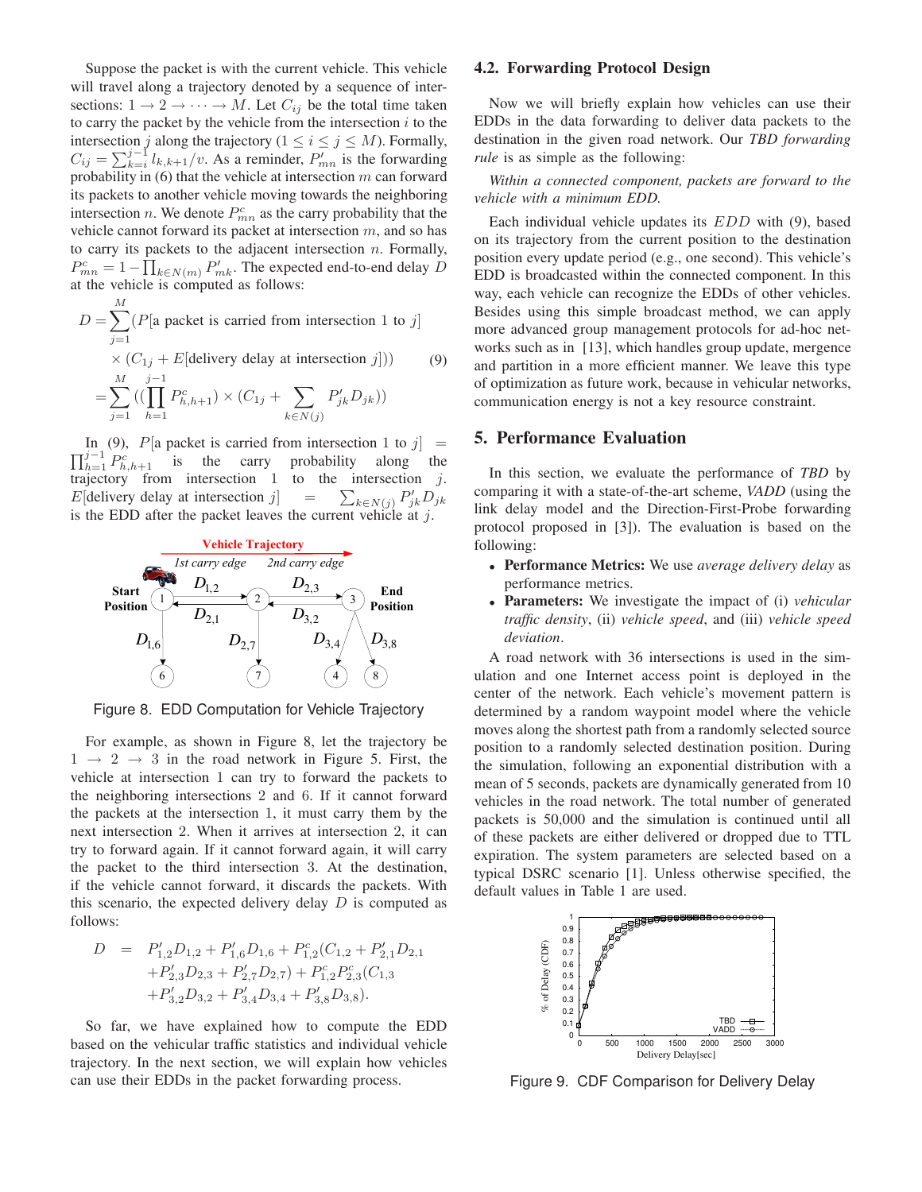Suppose the packet is with the current vehicle. This vehicle will travel along a trajectory denoted by a sequence of intersections: $1 \rightarrow 2 \rightarrow \cdots \rightarrow M$. Let $C_{ij}$ be the total time taken to carry the packet by the vehicle from the intersection $i$ to the intersection $j$ along the trajectory ($1 \leq i \leq j \leq M$). Formally, $C_{ij} = \sum_{k=i}^{j-1} l_{k,k+1}/v$. As a reminder, $P'_{mn}$ is the forwarding probability in (6) that the vehicle at intersection $m$ can forward its packets to another vehicle moving towards the neighboring intersection $n$. We denote $P^c_{mn}$ as the carry probability that the vehicle cannot forward its packet at intersection $m$, and so has to carry its packets to the adjacent intersection $n$. Formally, $P^c_{mn} = 1 - \prod_{k \in N(m)} P'_{mk}$. The expected end-to-end delay $D$ at the vehicle is computed as follows:

$$
\begin{aligned}
D = &\sum_{j=1}^{M} (P[\text{a packet is carried from intersection } 1 \text{ to } j] \\
&\times (C_{1j} + E[\text{delivery delay at intersection } j])) \\
= &\sum_{j=1}^{M} ((\prod_{h=1}^{j-1} P^c_{h,h+1}) \times (C_{1j} + \sum_{k \in N(j)} P'_{jk} D_{jk}))
\end{aligned} \tag{9}
$$

In (9), $P[\text{a packet is carried from intersection } 1 \text{ to } j] = \prod_{h=1}^{j-1} P^c_{h,h+1}$ is the carry probability along the trajectory from intersection 1 to the intersection $j$. $E[\text{delivery delay at intersection } j] = \sum_{k \in N(j)} P'_{jk} D_{jk}$ is the EDD after the packet leaves the current vehicle at $j$.

Figure 8. EDD Computation for Vehicle Trajectory

For example, as shown in Figure 8, let the trajectory be $1 \rightarrow 2 \rightarrow 3$ in the road network in Figure 5. First, the vehicle at intersection 1 can try to forward the packets to the neighboring intersections 2 and 6. If it cannot forward the packets at the intersection 1, it must carry them by the next intersection 2. When it arrives at intersection 2, it can try to forward again. If it cannot forward again, it will carry the packet to the third intersection 3. At the destination, if the vehicle cannot forward, it discards the packets. With this scenario, the expected delivery delay $D$ is computed as follows:

$$
\begin{aligned}
D = \; & P'_{1,2} D_{1,2} + P'_{1,6} D_{1,6} + P^c_{1,2}(C_{1,2} + P'_{2,1} D_{2,1} \\
& + P'_{2,3} D_{2,3} + P'_{2,7} D_{2,7}) + P^c_{1,2} P^c_{2,3} (C_{1,3} \\
& + P'_{3,2} D_{3,2} + P'_{3,4} D_{3,4} + P'_{3,8} D_{3,8}).
\end{aligned}
$$

So far, we have explained how to compute the EDD based on the vehicular traffic statistics and individual vehicle trajectory. In the next section, we will explain how vehicles can use their EDDs in the packet forwarding process.

### 4.2. Forwarding Protocol Design

Now we will briefly explain how vehicles can use their EDDs in the data forwarding to deliver data packets to the destination in the given road network. Our *TBD forwarding rule* is as simple as the following:

*Within a connected component, packets are forward to the vehicle with a minimum EDD.*

Each individual vehicle updates its $EDD$ with (9), based on its trajectory from the current position to the destination position every update period (e.g., one second). This vehicle's EDD is broadcasted within the connected component. In this way, each vehicle can recognize the EDDs of other vehicles. Besides using this simple broadcast method, we can apply more advanced group management protocols for ad-hoc networks such as in [13], which handles group update, mergence and partition in a more efficient manner. We leave this type of optimization as future work, because in vehicular networks, communication energy is not a key resource constraint.

## 5. Performance Evaluation

In this section, we evaluate the performance of *TBD* by comparing it with a state-of-the-art scheme, *VADD* (using the link delay model and the Direction-First-Probe forwarding protocol proposed in [3]). The evaluation is based on the following:

- **Performance Metrics:** We use *average delivery delay* as performance metrics.
- **Parameters:** We investigate the impact of (i) *vehicular traffic density*, (ii) *vehicle speed*, and (iii) *vehicle speed deviation*.

A road network with 36 intersections is used in the simulation and one Internet access point is deployed in the center of the network. Each vehicle's movement pattern is determined by a random waypoint model where the vehicle moves along the shortest path from a randomly selected source position to a randomly selected destination position. During the simulation, following an exponential distribution with a mean of 5 seconds, packets are dynamically generated from 10 vehicles in the road network. The total number of generated packets is 50,000 and the simulation is continued until all of these packets are either delivered or dropped due to TTL expiration. The system parameters are selected based on a typical DSRC scenario [1]. Unless otherwise specified, the default values in Table 1 are used.

Figure 9. CDF Comparison for Delivery Delay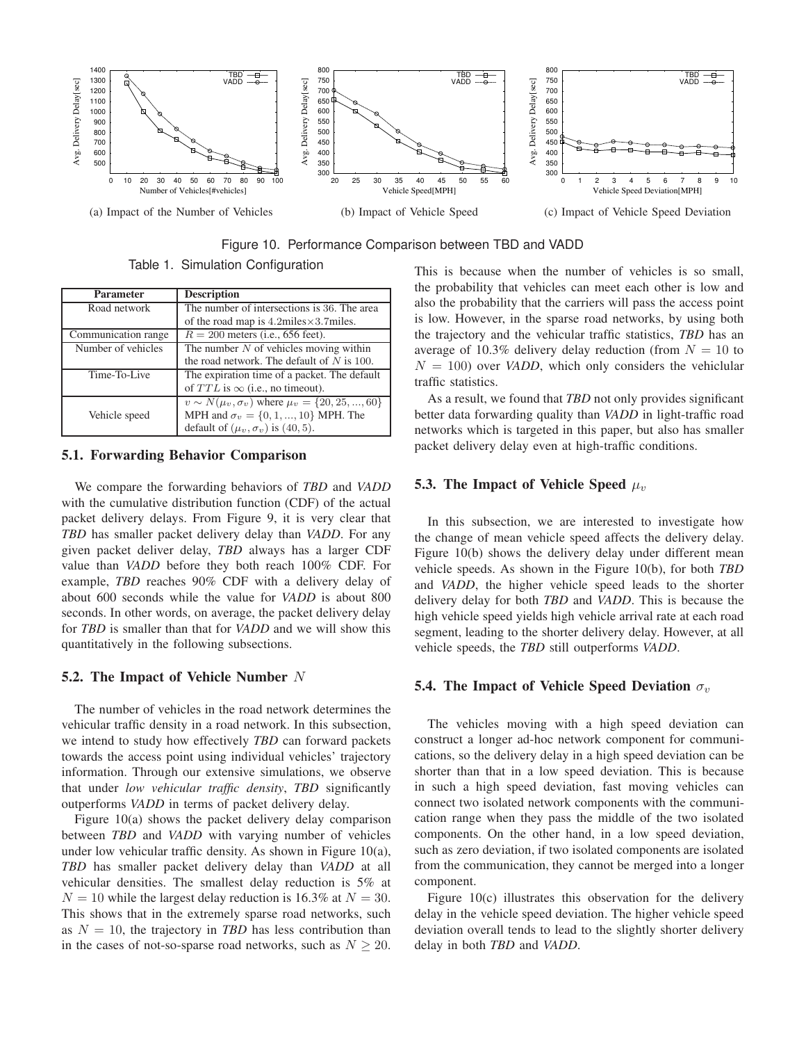(a) Impact of the Number of Vehicles

(b) Impact of Vehicle Speed

(c) Impact of Vehicle Speed Deviation

Figure 10. Performance Comparison between TBD and VADD

Table 1. Simulation Configuration

| Parameter | Description |
|---|---|
| Road network | The number of intersections is 36. The area of the road map is 4.2miles×3.7miles. |
| Communication range | $R = 200$ meters (i.e., 656 feet). |
| Number of vehicles | The number $N$ of vehicles moving within the road network. The default of $N$ is 100. |
| Time-To-Live | The expiration time of a packet. The default of $TTL$ is $\infty$ (i.e., no timeout). |
| Vehicle speed | $v \sim N(\mu_v, \sigma_v)$ where $\mu_v = \{20, 25, ..., 60\}$ MPH and $\sigma_v = \{0, 1, ..., 10\}$ MPH. The default of $(\mu_v, \sigma_v)$ is $(40, 5)$. |

### 5.1. Forwarding Behavior Comparison

We compare the forwarding behaviors of *TBD* and *VADD* with the cumulative distribution function (CDF) of the actual packet delivery delays. From Figure 9, it is very clear that *TBD* has smaller packet delivery delay than *VADD*. For any given packet deliver delay, *TBD* always has a larger CDF value than *VADD* before they both reach 100% CDF. For example, *TBD* reaches 90% CDF with a delivery delay of about 600 seconds while the value for *VADD* is about 800 seconds. In other words, on average, the packet delivery delay for *TBD* is smaller than that for *VADD* and we will show this quantitatively in the following subsections.

### 5.2. The Impact of Vehicle Number $N$

The number of vehicles in the road network determines the vehicular traffic density in a road network. In this subsection, we intend to study how effectively *TBD* can forward packets towards the access point using individual vehicles' trajectory information. Through our extensive simulations, we observe that under *low vehicular traffic density*, *TBD* significantly outperforms *VADD* in terms of packet delivery delay.

Figure 10(a) shows the packet delivery delay comparison between *TBD* and *VADD* with varying number of vehicles under low vehicular traffic density. As shown in Figure 10(a), *TBD* has smaller packet delivery delay than *VADD* at all vehicular densities. The smallest delay reduction is 5% at $N = 10$ while the largest delay reduction is 16.3% at $N = 30$. This shows that in the extremely sparse road networks, such as $N = 10$, the trajectory in *TBD* has less contribution than in the cases of not-so-sparse road networks, such as $N \geq 20$. This is because when the number of vehicles is so small, the probability that vehicles can meet each other is low and also the probability that the carriers will pass the access point is low. However, in the sparse road networks, by using both the trajectory and the vehicular traffic statistics, *TBD* has an average of 10.3% delivery delay reduction (from $N = 10$ to $N = 100$) over *VADD*, which only considers the veniclular traffic statistics.

As a result, we found that *TBD* not only provides significant better data forwarding quality than *VADD* in light-traffic road networks which is targeted in this paper, but also has smaller packet delivery delay even at high-traffic conditions.

### 5.3. The Impact of Vehicle Speed $\mu_v$

In this subsection, we are interested to investigate how the change of mean vehicle speed affects the delivery delay. Figure 10(b) shows the delivery delay under different mean vehicle speeds. As shown in the Figure 10(b), for both *TBD* and *VADD*, the higher vehicle speed leads to the shorter delivery delay for both *TBD* and *VADD*. This is because the high vehicle speed yields high vehicle arrival rate at each road segment, leading to the shorter delivery delay. However, at all vehicle speeds, the *TBD* still outperforms *VADD*.

### 5.4. The Impact of Vehicle Speed Deviation $\sigma_v$

The vehicles moving with a high speed deviation can construct a longer ad-hoc network component for communications, so the delivery delay in a high speed deviation can be shorter than that in a low speed deviation. This is because in such a high speed deviation, fast moving vehicles can connect two isolated network components with the communication range when they pass the middle of the two isolated components. On the other hand, in a low speed deviation, such as zero deviation, if two isolated components are isolated from the communication, they cannot be merged into a longer component.

Figure 10(c) illustrates this observation for the delivery delay in the vehicle speed deviation. The higher vehicle speed deviation overall tends to lead to the slightly shorter delivery delay in both *TBD* and *VADD*.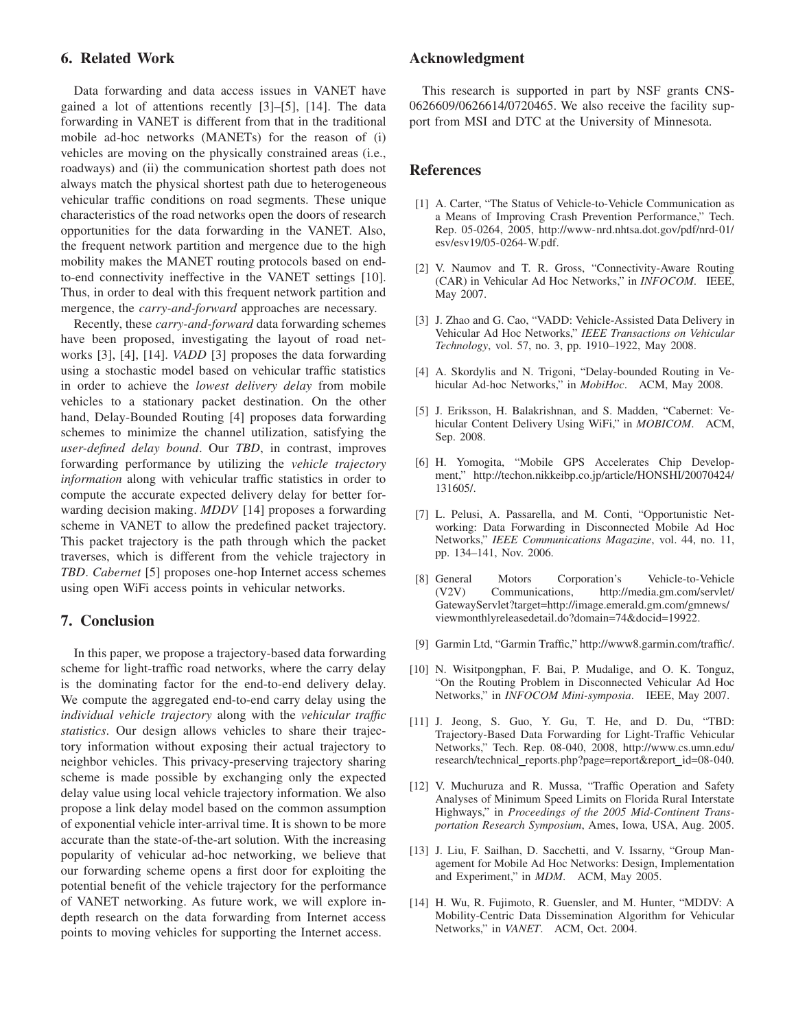## 6. Related Work

Data forwarding and data access issues in VANET have gained a lot of attentions recently [3]–[5], [14]. The data forwarding in VANET is different from that in the traditional mobile ad-hoc networks (MANETs) for the reason of (i) vehicles are moving on the physically constrained areas (i.e., roadways) and (ii) the communication shortest path does not always match the physical shortest path due to heterogeneous vehicular traffic conditions on road segments. These unique characteristics of the road networks open the doors of research opportunities for the data forwarding in the VANET. Also, the frequent network partition and mergence due to the high mobility makes the MANET routing protocols based on end-to-end connectivity ineffective in the VANET settings [10]. Thus, in order to deal with this frequent network partition and mergence, the *carry-and-forward* approaches are necessary.

Recently, these *carry-and-forward* data forwarding schemes have been proposed, investigating the layout of road networks [3], [4], [14]. *VADD* [3] proposes the data forwarding using a stochastic model based on vehicular traffic statistics in order to achieve the *lowest delivery delay* from mobile vehicles to a stationary packet destination. On the other hand, Delay-Bounded Routing [4] proposes data forwarding schemes to minimize the channel utilization, satisfying the *user-defined delay bound*. Our *TBD*, in contrast, improves forwarding performance by utilizing the *vehicle trajectory information* along with vehicular traffic statistics in order to compute the accurate expected delivery delay for better forwarding decision making. *MDDV* [14] proposes a forwarding scheme in VANET to allow the predefined packet trajectory. This packet trajectory is the path through which the packet traverses, which is different from the vehicle trajectory in *TBD*. *Cabernet* [5] proposes one-hop Internet access schemes using open WiFi access points in vehicular networks.

## 7. Conclusion

In this paper, we propose a trajectory-based data forwarding scheme for light-traffic road networks, where the carry delay is the dominating factor for the end-to-end delivery delay. We compute the aggregated end-to-end carry delay using the *individual vehicle trajectory* along with the *vehicular traffic statistics*. Our design allows vehicles to share their trajectory information without exposing their actual trajectory to neighbor vehicles. This privacy-preserving trajectory sharing scheme is made possible by exchanging only the expected delay value using local vehicle trajectory information. We also propose a link delay model based on the common assumption of exponential vehicle inter-arrival time. It is shown to be more accurate than the state-of-the-art solution. With the increasing popularity of vehicular ad-hoc networking, we believe that our forwarding scheme opens a first door for exploiting the potential benefit of the vehicle trajectory for the performance of VANET networking. As future work, we will explore in-depth research on the data forwarding from Internet access points to moving vehicles for supporting the Internet access.

## Acknowledgment

This research is supported in part by NSF grants CNS-0626609/0626614/0720465. We also receive the facility support from MSI and DTC at the University of Minnesota.

## References

[1] A. Carter, "The Status of Vehicle-to-Vehicle Communication as a Means of Improving Crash Prevention Performance," Tech. Rep. 05-0264, 2005, http://www-nrd.nhtsa.dot.gov/pdf/nrd-01/esv/esv19/05-0264-W.pdf.

[2] V. Naumov and T. R. Gross, "Connectivity-Aware Routing (CAR) in Vehicular Ad Hoc Networks," in *INFOCOM*. IEEE, May 2007.

[3] J. Zhao and G. Cao, "VADD: Vehicle-Assisted Data Delivery in Vehicular Ad Hoc Networks," *IEEE Transactions on Vehicular Technology*, vol. 57, no. 3, pp. 1910–1922, May 2008.

[4] A. Skordylis and N. Trigoni, "Delay-bounded Routing in Vehicular Ad-hoc Networks," in *MobiHoc*. ACM, May 2008.

[5] J. Eriksson, H. Balakrishnan, and S. Madden, "Cabernet: Vehicular Content Delivery Using WiFi," in *MOBICOM*. ACM, Sep. 2008.

[6] H. Yomogita, "Mobile GPS Accelerates Chip Development," http://techon.nikkeibp.co.jp/article/HONSHI/20070424/131605/.

[7] L. Pelusi, A. Passarella, and M. Conti, "Opportunistic Networking: Data Forwarding in Disconnected Mobile Ad Hoc Networks," *IEEE Communications Magazine*, vol. 44, no. 11, pp. 134–141, Nov. 2006.

[8] General Motors Corporation's Vehicle-to-Vehicle (V2V) Communications, http://media.gm.com/servlet/GatewayServlet?target=http://image.emerald.gm.com/gmnews/viewmonthlyreleasedetail.do?domain=74&docid=19922.

[9] Garmin Ltd, "Garmin Traffic," http://www8.garmin.com/traffic/.

[10] N. Wisitpongphan, F. Bai, P. Mudalige, and O. K. Tonguz, "On the Routing Problem in Disconnected Vehicular Ad Hoc Networks," in *INFOCOM Mini-symposia*. IEEE, May 2007.

[11] J. Jeong, S. Guo, Y. Gu, T. He, and D. Du, "TBD: Trajectory-Based Data Forwarding for Light-Traffic Vehicular Networks," Tech. Rep. 08-040, 2008, http://www.cs.umn.edu/research/technical_reports.php?page=report&report_id=08-040.

[12] V. Muchuruza and R. Mussa, "Traffic Operation and Safety Analyses of Minimum Speed Limits on Florida Rural Interstate Highways," in *Proceedings of the 2005 Mid-Continent Transportation Research Symposium*, Ames, Iowa, USA, Aug. 2005.

[13] J. Liu, F. Sailhan, D. Sacchetti, and V. Issarny, "Group Management for Mobile Ad Hoc Networks: Design, Implementation and Experiment," in *MDM*. ACM, May 2005.

[14] H. Wu, R. Fujimoto, R. Guensler, and M. Hunter, "MDDV: A Mobility-Centric Data Dissemination Algorithm for Vehicular Networks," in *VANET*. ACM, Oct. 2004.